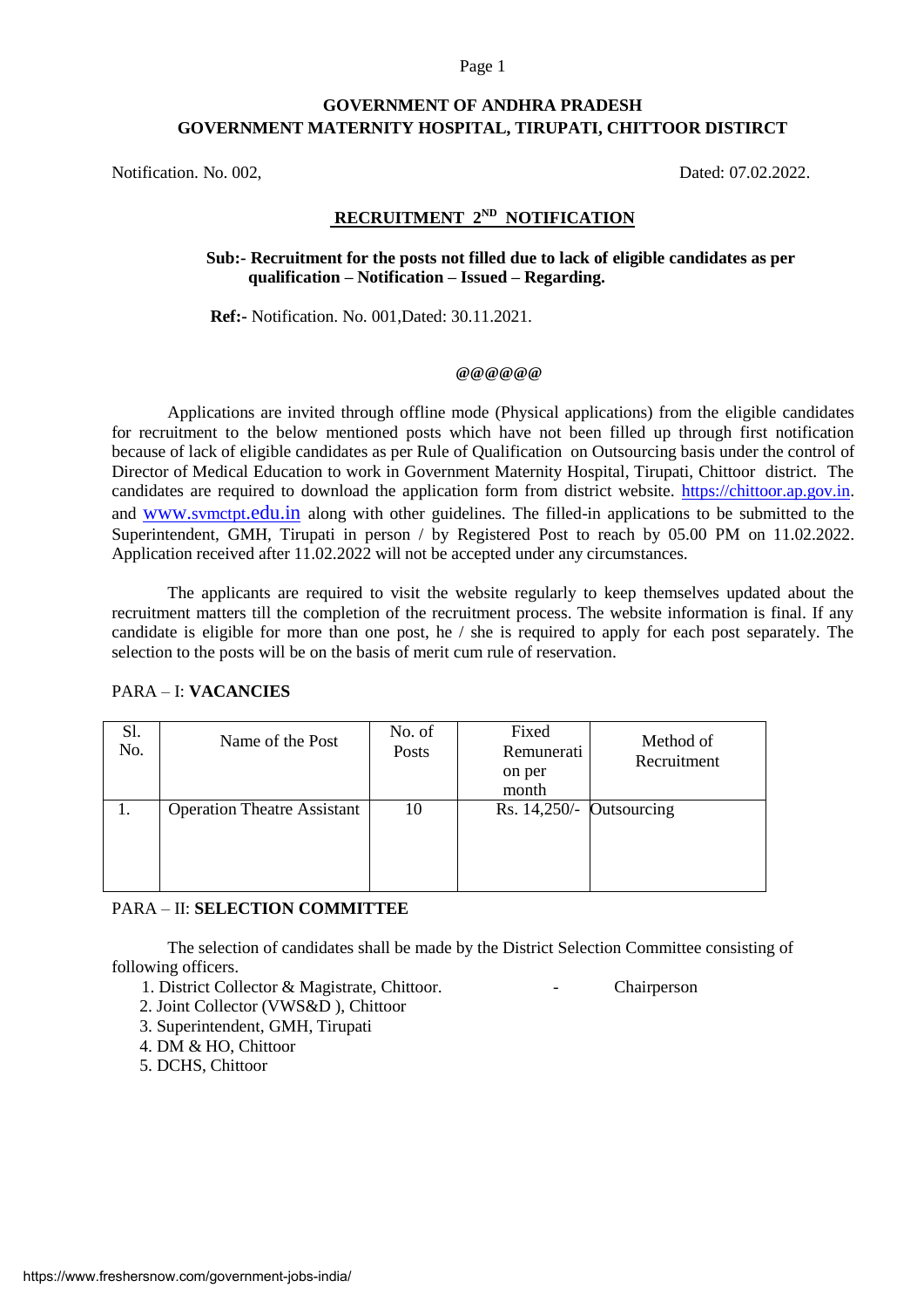# GOVERNMENT OF ANDHRA PRADESH
## GOVERNMENT MATERNITY HOSPITAL, TIRUPATI, CHITTOOR DISTIRCT

Notification. No. 002, Dated: 07.02.2022.

### RECRUITMENT 2ND NOTIFICATION

**Sub:- Recruitment for the posts not filled due to lack of eligible candidates as per qualification – Notification – Issued – Regarding.**

**Ref:-** Notification. No. 001,Dated: 30.11.2021.

**@@@@@@**

Applications are invited through offline mode (Physical applications) from the eligible candidates for recruitment to the below mentioned posts which have not been filled up through first notification because of lack of eligible candidates as per Rule of Qualification on Outsourcing basis under the control of Director of Medical Education to work in Government Maternity Hospital, Tirupati, Chittoor district. The candidates are required to download the application form from district website. https://chittoor.ap.gov.in. and www.svmctpt.edu.in along with other guidelines. The filled-in applications to be submitted to the Superintendent, GMH, Tirupati in person / by Registered Post to reach by 05.00 PM on 11.02.2022. Application received after 11.02.2022 will not be accepted under any circumstances.

The applicants are required to visit the website regularly to keep themselves updated about the recruitment matters till the completion of the recruitment process. The website information is final. If any candidate is eligible for more than one post, he / she is required to apply for each post separately. The selection to the posts will be on the basis of merit cum rule of reservation.

PARA – I: **VACANCIES**

| Sl. No. | Name of the Post | No. of Posts | Fixed Remuneration per month | Method of Recruitment |
|---|---|---|---|---|
| 1. | Operation Theatre Assistant | 10 | Rs. 14,250/- | Outsourcing |

PARA – II: **SELECTION COMMITTEE**

The selection of candidates shall be made by the District Selection Committee consisting of following officers.

1. District Collector & Magistrate, Chittoor. - Chairperson
2. Joint Collector (VWS&D ), Chittoor
3. Superintendent, GMH, Tirupati
4. DM & HO, Chittoor
5. DCHS, Chittoor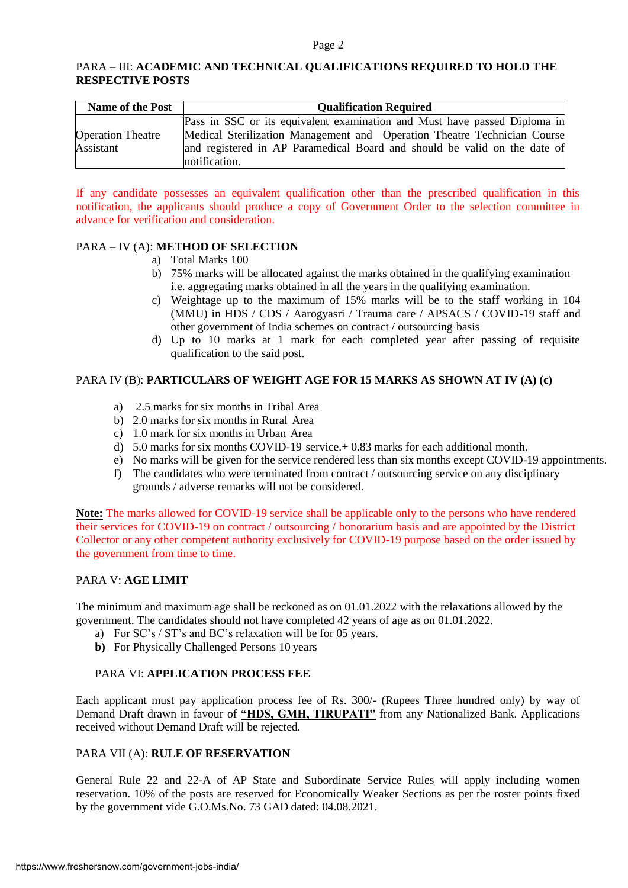PARA – III: **ACADEMIC AND TECHNICAL QUALIFICATIONS REQUIRED TO HOLD THE RESPECTIVE POSTS**

| Name of the Post | Qualification Required |
|---|---|
| Operation Theatre Assistant | Pass in SSC or its equivalent examination and Must have passed Diploma in Medical Sterilization Management and Operation Theatre Technician Course and registered in AP Paramedical Board and should be valid on the date of notification. |

If any candidate possesses an equivalent qualification other than the prescribed qualification in this notification, the applicants should produce a copy of Government Order to the selection committee in advance for verification and consideration.

PARA – IV (A): **METHOD OF SELECTION**

a) Total Marks 100
b) 75% marks will be allocated against the marks obtained in the qualifying examination i.e. aggregating marks obtained in all the years in the qualifying examination.
c) Weightage up to the maximum of 15% marks will be to the staff working in 104 (MMU) in HDS / CDS / Aarogyasri / Trauma care / APSACS / COVID-19 staff and other government of India schemes on contract / outsourcing basis
d) Up to 10 marks at 1 mark for each completed year after passing of requisite qualification to the said post.

PARA IV (B): **PARTICULARS OF WEIGHT AGE FOR 15 MARKS AS SHOWN AT IV (A) (c)**

a) 2.5 marks for six months in Tribal Area
b) 2.0 marks for six months in Rural Area
c) 1.0 mark for six months in Urban Area
d) 5.0 marks for six months COVID-19 service.+ 0.83 marks for each additional month.
e) No marks will be given for the service rendered less than six months except COVID-19 appointments.
f) The candidates who were terminated from contract / outsourcing service on any disciplinary grounds / adverse remarks will not be considered.

**Note:** The marks allowed for COVID-19 service shall be applicable only to the persons who have rendered their services for COVID-19 on contract / outsourcing / honorarium basis and are appointed by the District Collector or any other competent authority exclusively for COVID-19 purpose based on the order issued by the government from time to time.

PARA V: **AGE LIMIT**

The minimum and maximum age shall be reckoned as on 01.01.2022 with the relaxations allowed by the government. The candidates should not have completed 42 years of age as on 01.01.2022.

a) For SC's / ST's and BC's relaxation will be for 05 years.
**b)** For Physically Challenged Persons 10 years

PARA VI: **APPLICATION PROCESS FEE**

Each applicant must pay application process fee of Rs. 300/- (Rupees Three hundred only) by way of Demand Draft drawn in favour of **"HDS, GMH, TIRUPATI"** from any Nationalized Bank. Applications received without Demand Draft will be rejected.

PARA VII (A): **RULE OF RESERVATION**

General Rule 22 and 22-A of AP State and Subordinate Service Rules will apply including women reservation. 10% of the posts are reserved for Economically Weaker Sections as per the roster points fixed by the government vide G.O.Ms.No. 73 GAD dated: 04.08.2021.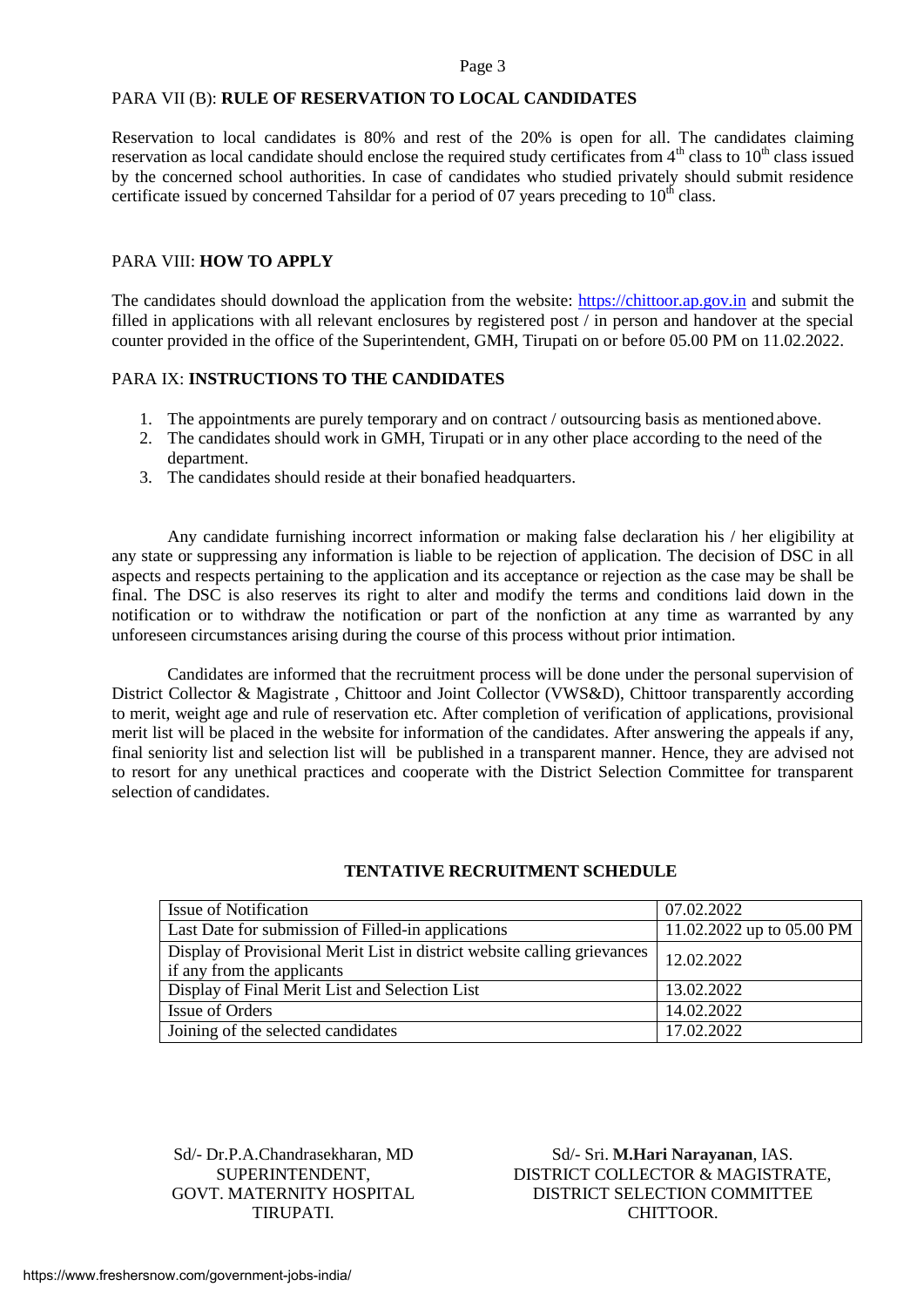PARA VII (B): **RULE OF RESERVATION TO LOCAL CANDIDATES**

Reservation to local candidates is 80% and rest of the 20% is open for all. The candidates claiming reservation as local candidate should enclose the required study certificates from 4th class to 10th class issued by the concerned school authorities. In case of candidates who studied privately should submit residence certificate issued by concerned Tahsildar for a period of 07 years preceding to 10th class.

PARA VIII: **HOW TO APPLY**

The candidates should download the application from the website: https://chittoor.ap.gov.in and submit the filled in applications with all relevant enclosures by registered post / in person and handover at the special counter provided in the office of the Superintendent, GMH, Tirupati on or before 05.00 PM on 11.02.2022.

PARA IX: **INSTRUCTIONS TO THE CANDIDATES**

1. The appointments are purely temporary and on contract / outsourcing basis as mentioned above.
2. The candidates should work in GMH, Tirupati or in any other place according to the need of the department.
3. The candidates should reside at their bonafied headquarters.

Any candidate furnishing incorrect information or making false declaration his / her eligibility at any state or suppressing any information is liable to be rejection of application. The decision of DSC in all aspects and respects pertaining to the application and its acceptance or rejection as the case may be shall be final. The DSC is also reserves its right to alter and modify the terms and conditions laid down in the notification or to withdraw the notification or part of the nonfiction at any time as warranted by any unforeseen circumstances arising during the course of this process without prior intimation.

Candidates are informed that the recruitment process will be done under the personal supervision of District Collector & Magistrate , Chittoor and Joint Collector (VWS&D), Chittoor transparently according to merit, weight age and rule of reservation etc. After completion of verification of applications, provisional merit list will be placed in the website for information of the candidates. After answering the appeals if any, final seniority list and selection list will be published in a transparent manner. Hence, they are advised not to resort for any unethical practices and cooperate with the District Selection Committee for transparent selection of candidates.

**TENTATIVE RECRUITMENT SCHEDULE**

| Event | Date |
|---|---|
| Issue of Notification | 07.02.2022 |
| Last Date for submission of Filled-in applications | 11.02.2022 up to 05.00 PM |
| Display of Provisional Merit List in district website calling grievances if any from the applicants | 12.02.2022 |
| Display of Final Merit List and Selection List | 13.02.2022 |
| Issue of Orders | 14.02.2022 |
| Joining of the selected candidates | 17.02.2022 |

Sd/- Dr.P.A.Chandrasekharan, MD
SUPERINTENDENT,
GOVT. MATERNITY HOSPITAL
TIRUPATI.

Sd/- Sri. **M.Hari Narayanan**, IAS.
DISTRICT COLLECTOR & MAGISTRATE,
DISTRICT SELECTION COMMITTEE
CHITTOOR.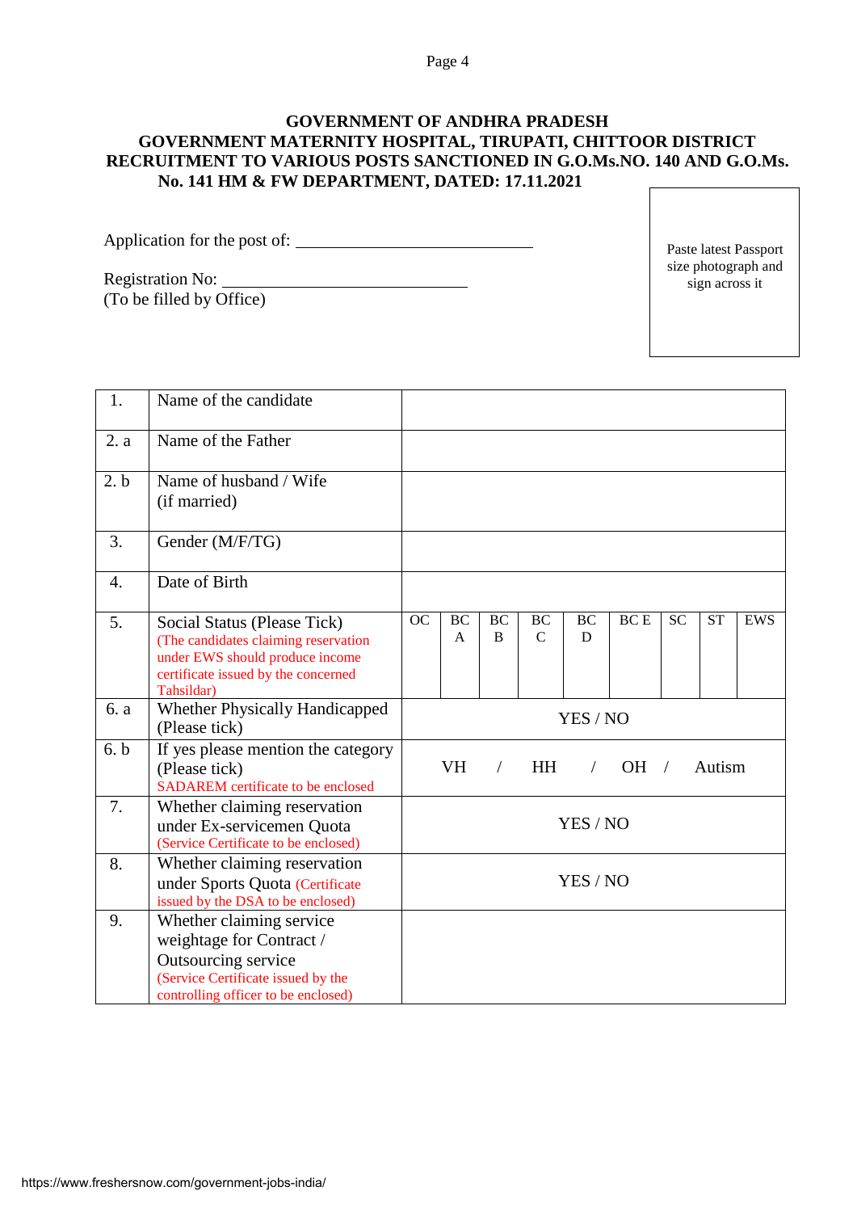**GOVERNMENT OF ANDHRA PRADESH**
**GOVERNMENT MATERNITY HOSPITAL, TIRUPATI, CHITTOOR DISTRICT**
**RECRUITMENT TO VARIOUS POSTS SANCTIONED IN G.O.Ms.NO. 140 AND G.O.Ms. No. 141 HM & FW DEPARTMENT, DATED: 17.11.2021**

Application for the post of: ____________________________

Registration No: ____________________________
(To be filled by Office)

Paste latest Passport size photograph and sign across it

| | | | | | | | | | | |
|---|---|---|---|---|---|---|---|---|---|---|
| 1. | Name of the candidate | | | | | | | | | |
| 2. a | Name of the Father | | | | | | | | | |
| 2. b | Name of husband / Wife (if married) | | | | | | | | | |
| 3. | Gender (M/F/TG) | | | | | | | | | |
| 4. | Date of Birth | | | | | | | | | |
| 5. | Social Status (Please Tick) (The candidates claiming reservation under EWS should produce income certificate issued by the concerned Tahsildar) | OC | BC A | BC B | BC C | BC D | BC E | SC | ST | EWS |
| 6. a | Whether Physically Handicapped (Please tick) | YES / NO | | | | | | | | |
| 6. b | If yes please mention the category (Please tick) SADAREM certificate to be enclosed | VH / HH / OH / Autism | | | | | | | | |
| 7. | Whether claiming reservation under Ex-servicemen Quota (Service Certificate to be enclosed) | YES / NO | | | | | | | | |
| 8. | Whether claiming reservation under Sports Quota (Certificate issued by the DSA to be enclosed) | YES / NO | | | | | | | | |
| 9. | Whether claiming service weightage for Contract / Outsourcing service (Service Certificate issued by the controlling officer to be enclosed) | | | | | | | | | |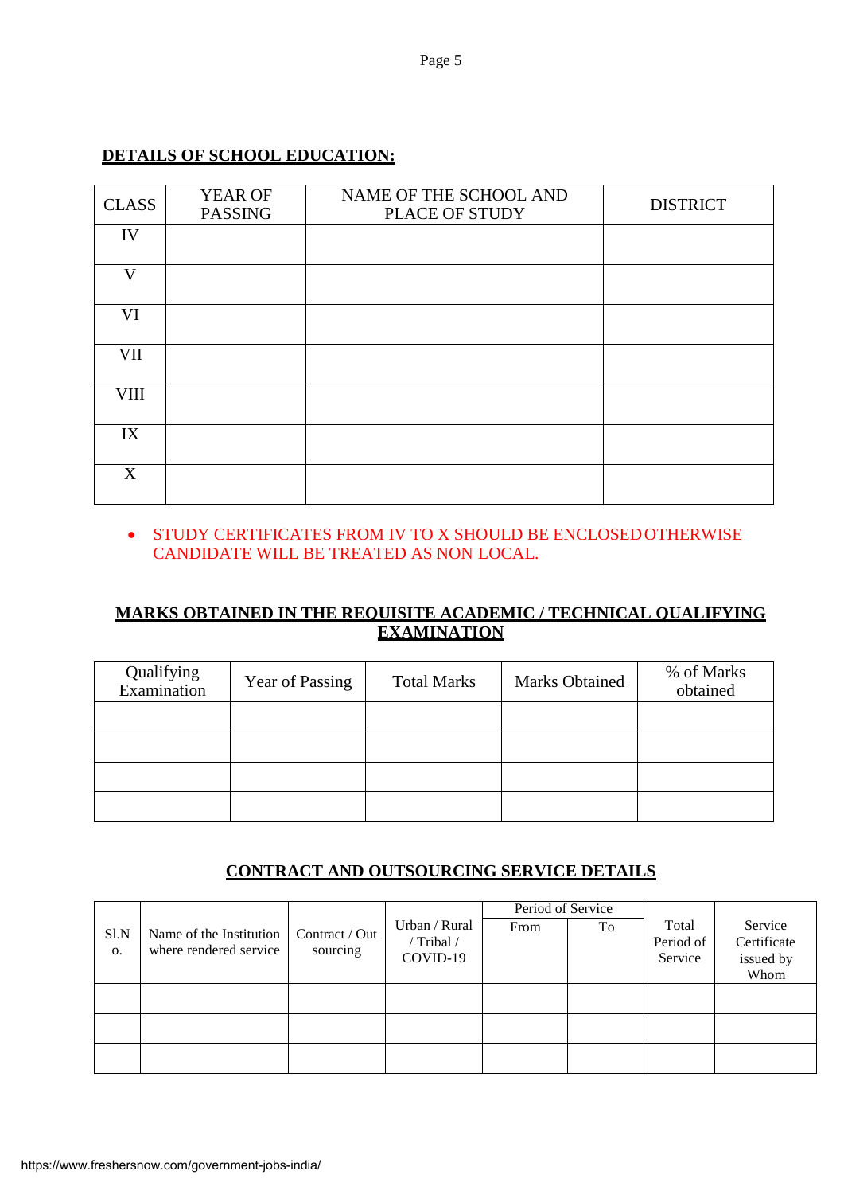## DETAILS OF SCHOOL EDUCATION:

| CLASS | YEAR OF PASSING | NAME OF THE SCHOOL AND PLACE OF STUDY | DISTRICT |
|---|---|---|---|
| IV | | | |
| V | | | |
| VI | | | |
| VII | | | |
| VIII | | | |
| IX | | | |
| X | | | |

- STUDY CERTIFICATES FROM IV TO X SHOULD BE ENCLOSED OTHERWISE CANDIDATE WILL BE TREATED AS NON LOCAL.

## MARKS OBTAINED IN THE REQUISITE ACADEMIC / TECHNICAL QUALIFYING EXAMINATION

| Qualifying Examination | Year of Passing | Total Marks | Marks Obtained | % of Marks obtained |
|---|---|---|---|---|
| | | | | |
| | | | | |
| | | | | |
| | | | | |

## CONTRACT AND OUTSOURCING SERVICE DETAILS

| Sl.No. | Name of the Institution where rendered service | Contract / Out sourcing | Urban / Rural / Tribal / COVID-19 | Period of Service | | Total Period of Service | Service Certificate issued by Whom |
|---|---|---|---|---|---|---|---|
| | | | | From | To | | |
| | | | | | | | |
| | | | | | | | |
| | | | | | | | |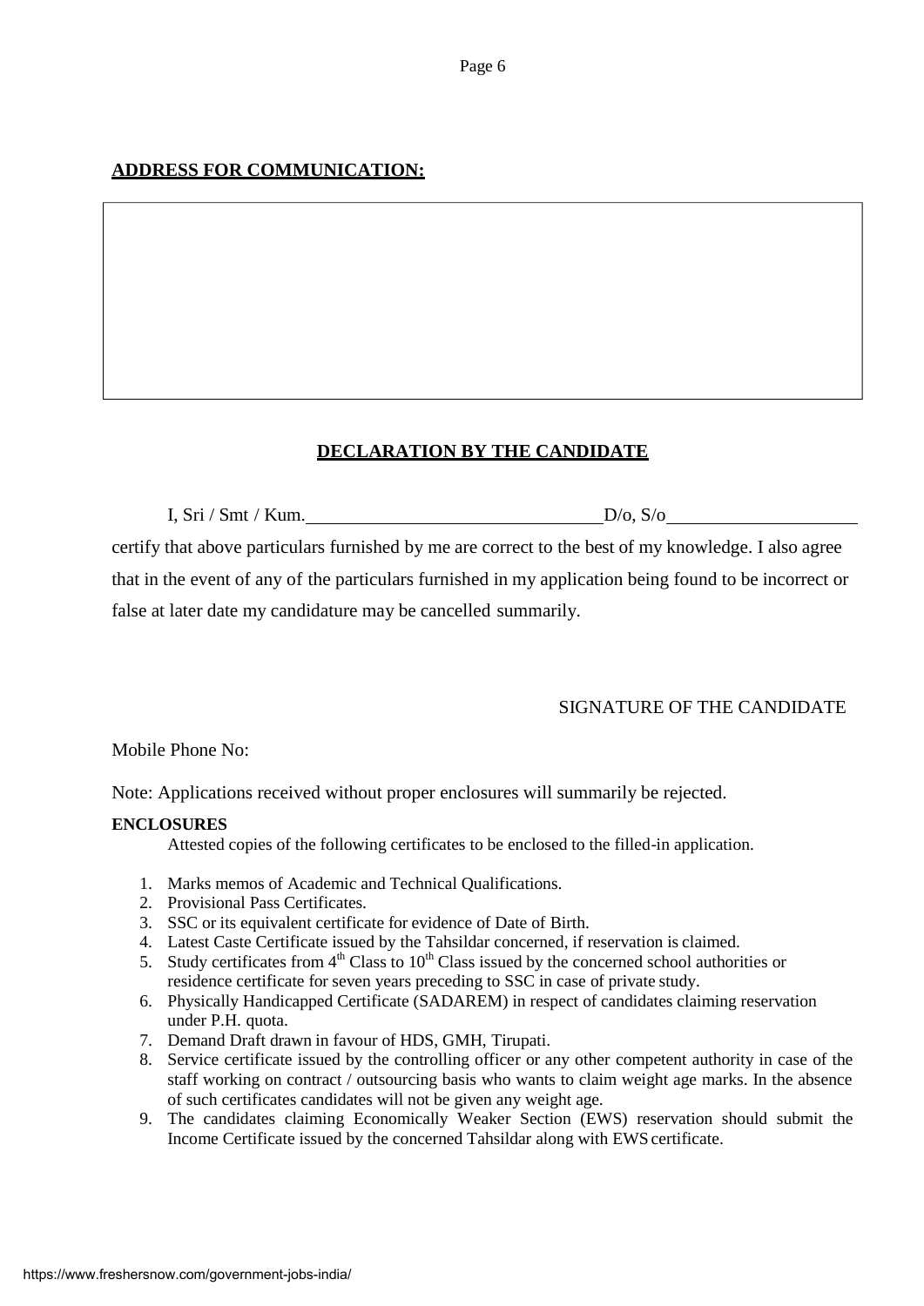**ADDRESS FOR COMMUNICATION:**

| |
|---|
| |

**DECLARATION BY THE CANDIDATE**

I, Sri / Smt / Kum.\_\_\_\_\_\_\_\_\_\_\_\_\_\_\_\_\_\_\_\_\_\_\_\_\_\_\_\_\_\_\_\_ D/o, S/o\_\_\_\_\_\_\_\_\_\_\_\_\_\_\_\_\_\_\_\_

certify that above particulars furnished by me are correct to the best of my knowledge. I also agree that in the event of any of the particulars furnished in my application being found to be incorrect or false at later date my candidature may be cancelled summarily.

SIGNATURE OF THE CANDIDATE

Mobile Phone No:

Note: Applications received without proper enclosures will summarily be rejected.

**ENCLOSURES**

Attested copies of the following certificates to be enclosed to the filled-in application.

1. Marks memos of Academic and Technical Qualifications.
2. Provisional Pass Certificates.
3. SSC or its equivalent certificate for evidence of Date of Birth.
4. Latest Caste Certificate issued by the Tahsildar concerned, if reservation is claimed.
5. Study certificates from 4th Class to 10th Class issued by the concerned school authorities or residence certificate for seven years preceding to SSC in case of private study.
6. Physically Handicapped Certificate (SADAREM) in respect of candidates claiming reservation under P.H. quota.
7. Demand Draft drawn in favour of HDS, GMH, Tirupati.
8. Service certificate issued by the controlling officer or any other competent authority in case of the staff working on contract / outsourcing basis who wants to claim weight age marks. In the absence of such certificates candidates will not be given any weight age.
9. The candidates claiming Economically Weaker Section (EWS) reservation should submit the Income Certificate issued by the concerned Tahsildar along with EWS certificate.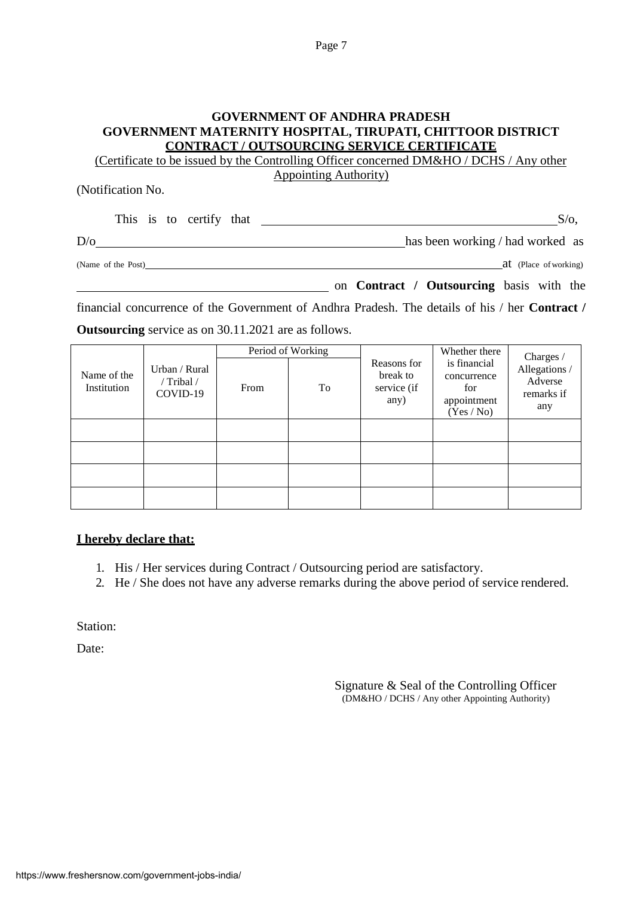**GOVERNMENT OF ANDHRA PRADESH**
**GOVERNMENT MATERNITY HOSPITAL, TIRUPATI, CHITTOOR DISTRICT**
**CONTRACT / OUTSOURCING SERVICE CERTIFICATE**

(Certificate to be issued by the Controlling Officer concerned DM&HO / DCHS / Any other Appointing Authority)

(Notification No.

This is to certify that ______________________________ S/o, D/o ______________________________ has been working / had worked as (Name of the Post) ______________________________ at (Place of working) ______________________________ on **Contract / Outsourcing** basis with the financial concurrence of the Government of Andhra Pradesh. The details of his / her **Contract / Outsourcing** service as on 30.11.2021 are as follows.

| Name of the Institution | Urban / Rural / Tribal / COVID-19 | Period of Working | | Reasons for break to service (if any) | Whether there is financial concurrence for appointment (Yes / No) | Charges / Allegations / Adverse remarks if any |
|---|---|---|---|---|---|---|
| | | From | To | | | |
| | | | | | | |
| | | | | | | |
| | | | | | | |
| | | | | | | |

**I hereby declare that:**

1. His / Her services during Contract / Outsourcing period are satisfactory.
2. He / She does not have any adverse remarks during the above period of service rendered.

Station:

Date:

Signature & Seal of the Controlling Officer
(DM&HO / DCHS / Any other Appointing Authority)

https://www.freshersnow.com/government-jobs-india/